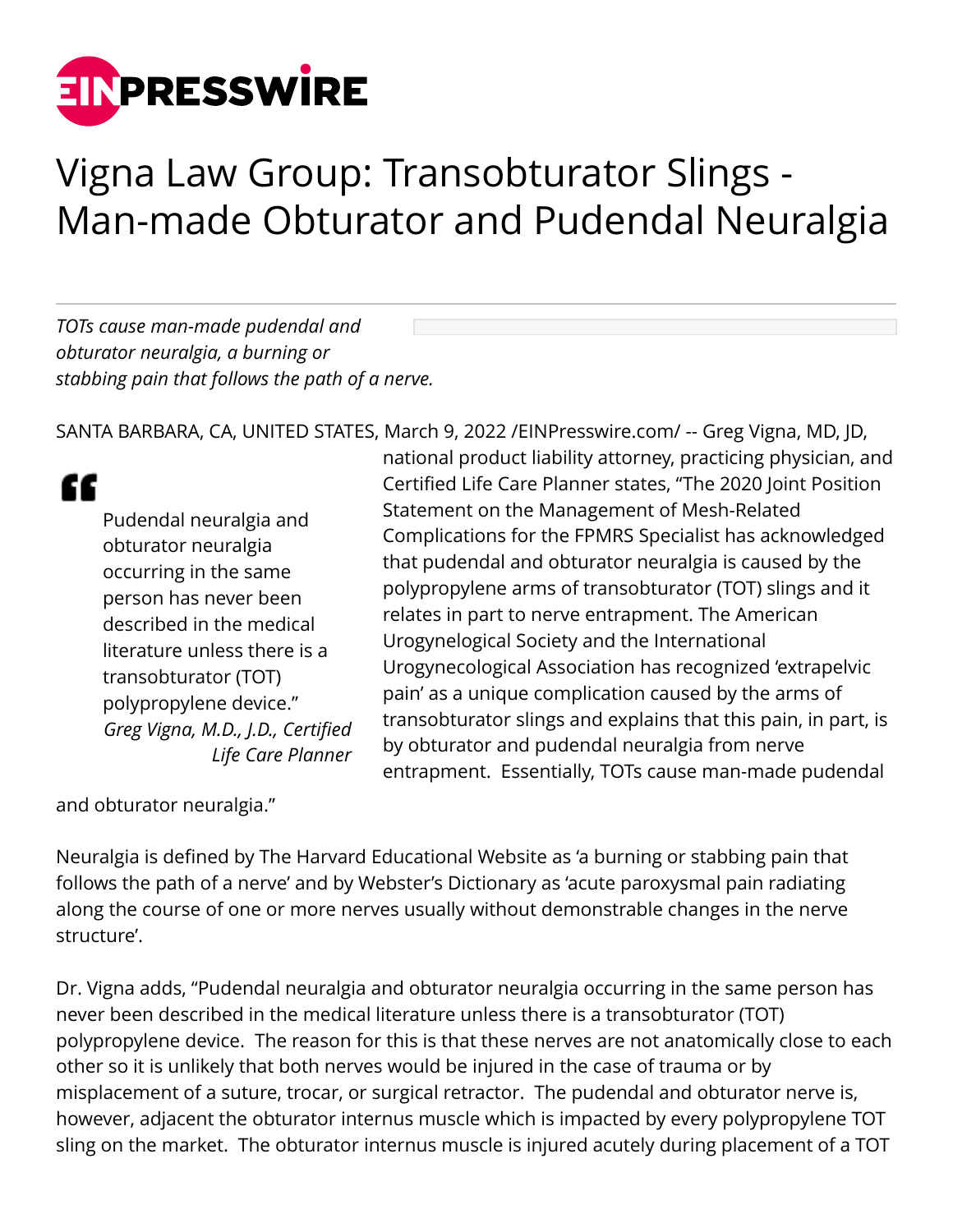# Vigna Law Group: Transobturator Slings - Man-made Obturator and Pudendal Neuralgia

*TOTs cause man-made pudendal and obturator neuralgia, a burning or stabbing pain that follows the path of a nerve.*

SANTA BARBARA, CA, UNITED STATES, March 9, 2022 /EINPresswire.com/ -- Greg Vigna, MD, JD, national product liability attorney, practicing physician, and Certified Life Care Planner states, "The 2020 Joint Position Statement on the Management of Mesh-Related Complications for the FPMRS Specialist has acknowledged that pudendal and obturator neuralgia is caused by the polypropylene arms of transobturator (TOT) slings and it relates in part to nerve entrapment. The American Urogynelogical Society and the International Urogynecological Association has recognized 'extrapelvic pain' as a unique complication caused by the arms of transobturator slings and explains that this pain, in part, is by obturator and pudendal neuralgia from nerve entrapment. Essentially, TOTs cause man-made pudendal and obturator neuralgia."

> "Pudendal neuralgia and obturator neuralgia occurring in the same person has never been described in the medical literature unless there is a transobturator (TOT) polypropylene device."
> *Greg Vigna, M.D., J.D., Certified Life Care Planner*

Neuralgia is defined by The Harvard Educational Website as 'a burning or stabbing pain that follows the path of a nerve' and by Webster's Dictionary as 'acute paroxysmal pain radiating along the course of one or more nerves usually without demonstrable changes in the nerve structure'.

Dr. Vigna adds, "Pudendal neuralgia and obturator neuralgia occurring in the same person has never been described in the medical literature unless there is a transobturator (TOT) polypropylene device. The reason for this is that these nerves are not anatomically close to each other so it is unlikely that both nerves would be injured in the case of trauma or by misplacement of a suture, trocar, or surgical retractor. The pudendal and obturator nerve is, however, adjacent the obturator internus muscle which is impacted by every polypropylene TOT sling on the market. The obturator internus muscle is injured acutely during placement of a TOT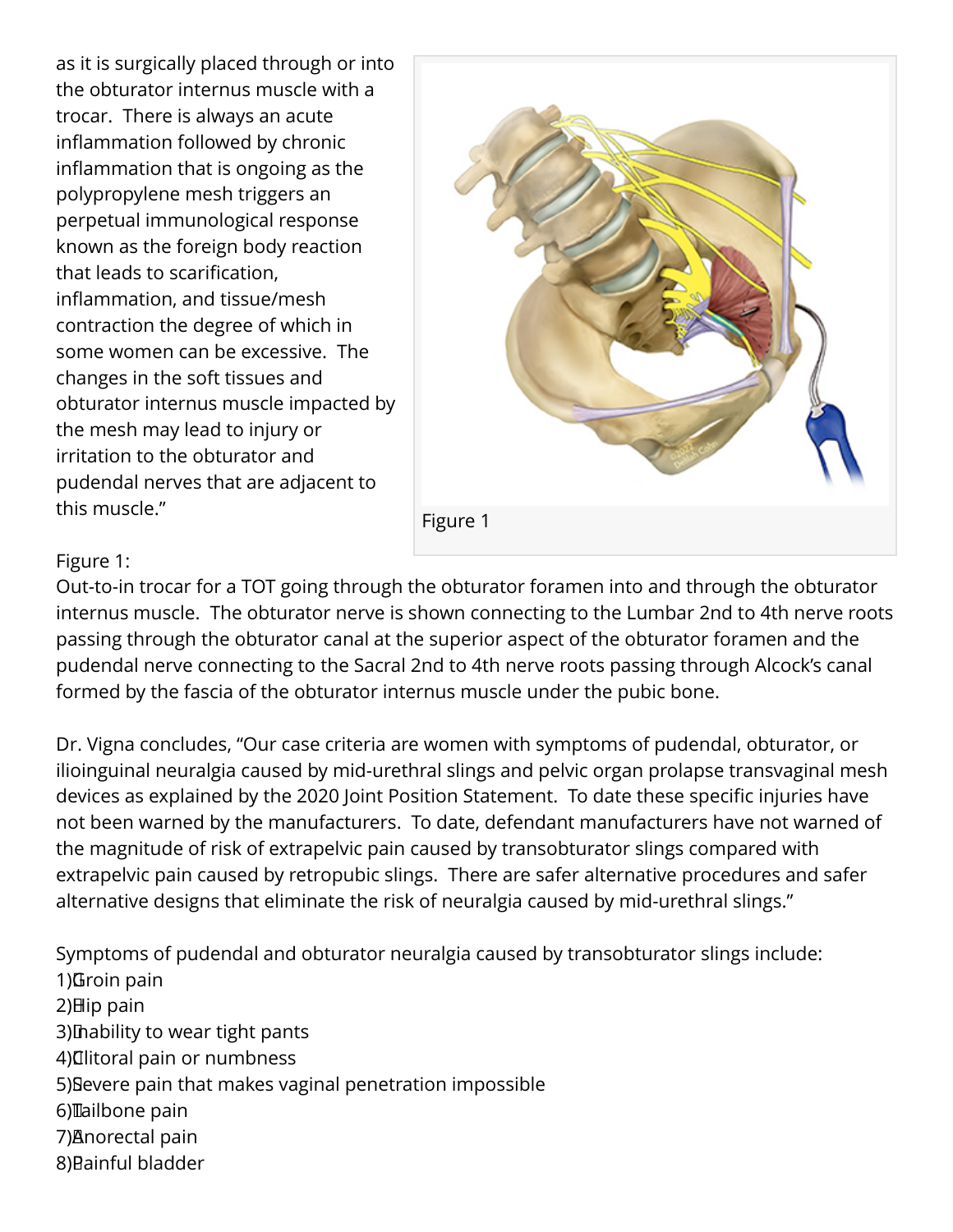as it is surgically placed through or into the obturator internus muscle with a trocar. There is always an acute inflammation followed by chronic inflammation that is ongoing as the polypropylene mesh triggers an perpetual immunological response known as the foreign body reaction that leads to scarification, inflammation, and tissue/mesh contraction the degree of which in some women can be excessive. The changes in the soft tissues and obturator internus muscle impacted by the mesh may lead to injury or irritation to the obturator and pudendal nerves that are adjacent to this muscle."

Figure 1

Figure 1:
Out-to-in trocar for a TOT going through the obturator foramen into and through the obturator internus muscle. The obturator nerve is shown connecting to the Lumbar 2nd to 4th nerve roots passing through the obturator canal at the superior aspect of the obturator foramen and the pudendal nerve connecting to the Sacral 2nd to 4th nerve roots passing through Alcock's canal formed by the fascia of the obturator internus muscle under the pubic bone.

Dr. Vigna concludes, "Our case criteria are women with symptoms of pudendal, obturator, or ilioinguinal neuralgia caused by mid-urethral slings and pelvic organ prolapse transvaginal mesh devices as explained by the 2020 Joint Position Statement. To date these specific injuries have not been warned by the manufacturers. To date, defendant manufacturers have not warned of the magnitude of risk of extrapelvic pain caused by transobturator slings compared with extrapelvic pain caused by retropubic slings. There are safer alternative procedures and safer alternative designs that eliminate the risk of neuralgia caused by mid-urethral slings."

Symptoms of pudendal and obturator neuralgia caused by transobturator slings include:

1) Groin pain
2) Hip pain
3) Inability to wear tight pants
4) Clitoral pain or numbness
5) Severe pain that makes vaginal penetration impossible
6) Tailbone pain
7) Anorectal pain
8) Painful bladder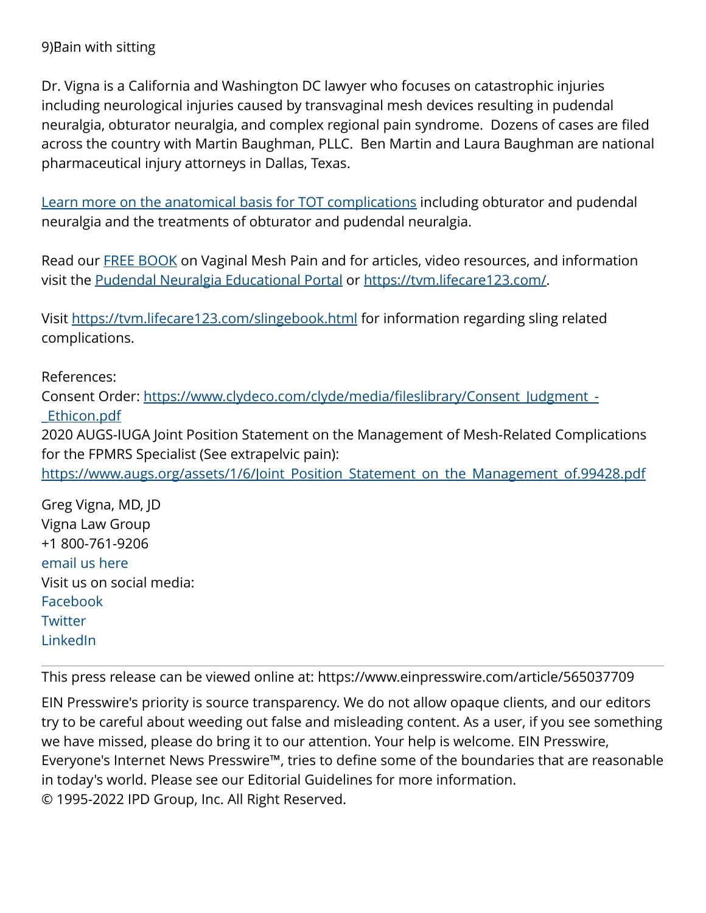9)Pain with sitting

Dr. Vigna is a California and Washington DC lawyer who focuses on catastrophic injuries including neurological injuries caused by transvaginal mesh devices resulting in pudendal neuralgia, obturator neuralgia, and complex regional pain syndrome.  Dozens of cases are filed across the country with Martin Baughman, PLLC.  Ben Martin and Laura Baughman are national pharmaceutical injury attorneys in Dallas, Texas.

Learn more on the anatomical basis for TOT complications including obturator and pudendal neuralgia and the treatments of obturator and pudendal neuralgia.

Read our FREE BOOK on Vaginal Mesh Pain and for articles, video resources, and information visit the Pudendal Neuralgia Educational Portal or https://tvm.lifecare123.com/.

Visit https://tvm.lifecare123.com/slingebook.html for information regarding sling related complications.

References:
Consent Order: https://www.clydeco.com/clyde/media/fileslibrary/Consent_Judgment_-_Ethicon.pdf
2020 AUGS-IUGA Joint Position Statement on the Management of Mesh-Related Complications for the FPMRS Specialist (See extrapelvic pain): https://www.augs.org/assets/1/6/Joint_Position_Statement_on_the_Management_of.99428.pdf

Greg Vigna, MD, JD
Vigna Law Group
+1 800-761-9206
email us here
Visit us on social media:
Facebook
Twitter
LinkedIn

---

This press release can be viewed online at: https://www.einpresswire.com/article/565037709

EIN Presswire's priority is source transparency. We do not allow opaque clients, and our editors try to be careful about weeding out false and misleading content. As a user, if you see something we have missed, please do bring it to our attention. Your help is welcome. EIN Presswire, Everyone's Internet News Presswire™, tries to define some of the boundaries that are reasonable in today's world. Please see our Editorial Guidelines for more information.
© 1995-2022 IPD Group, Inc. All Right Reserved.